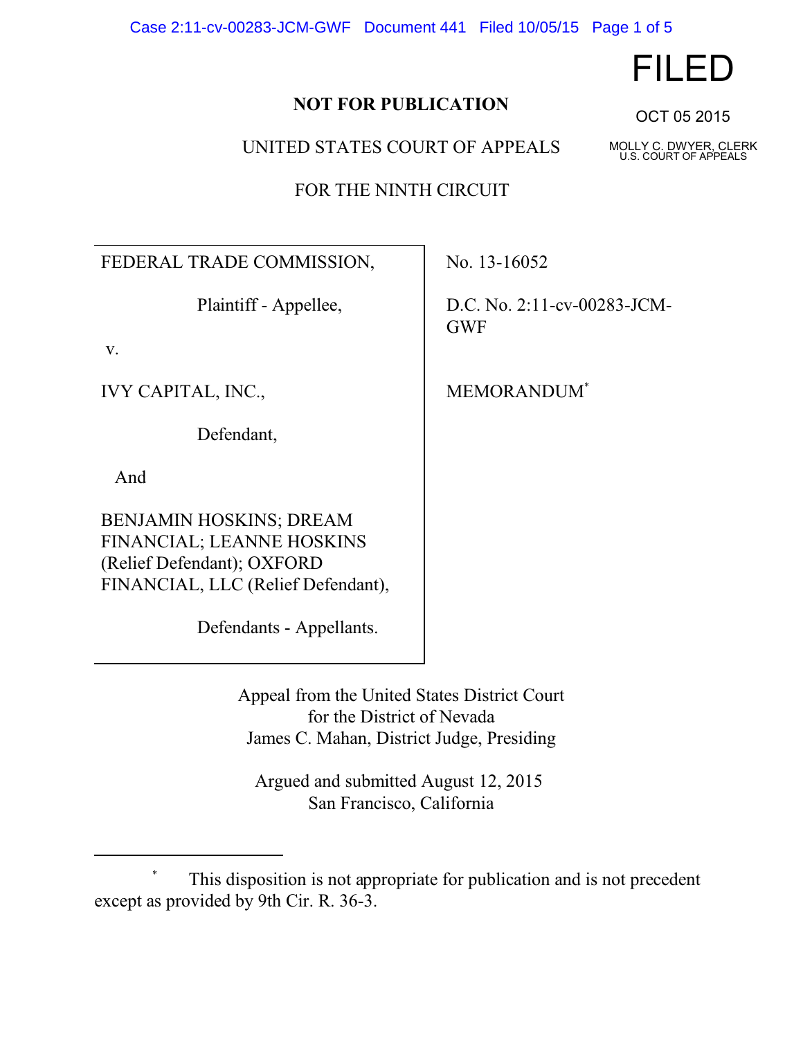NOT FOR PUBLICATION

FILED

OCT 05 2015

MOLLY C. DWYER, CLERK
U.S. COURT OF APPEALS

UNITED STATES COURT OF APPEALS

FOR THE NINTH CIRCUIT

| | |
|---|---|
| FEDERAL TRADE COMMISSION,<br><br>Plaintiff - Appellee,<br><br>v.<br><br>IVY CAPITAL, INC.,<br><br>Defendant,<br><br>And<br><br>BENJAMIN HOSKINS; DREAM FINANCIAL; LEANNE HOSKINS (Relief Defendant); OXFORD FINANCIAL, LLC (Relief Defendant),<br><br>Defendants - Appellants. | No. 13-16052<br><br>D.C. No. 2:11-cv-00283-JCM-GWF<br><br>MEMORANDUM* |

Appeal from the United States District Court
for the District of Nevada
James C. Mahan, District Judge, Presiding

Argued and submitted August 12, 2015
San Francisco, California

---

\* This disposition is not appropriate for publication and is not precedent except as provided by 9th Cir. R. 36-3.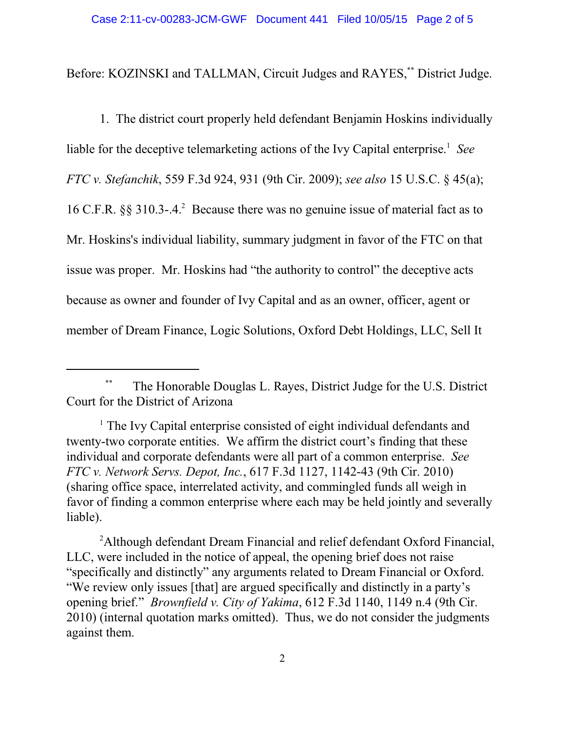Before: KOZINSKI and TALLMAN, Circuit Judges and RAYES,[**] District Judge.

1. The district court properly held defendant Benjamin Hoskins individually liable for the deceptive telemarketing actions of the Ivy Capital enterprise.[1] *See FTC v. Stefanchik*, 559 F.3d 924, 931 (9th Cir. 2009); *see also* 15 U.S.C. § 45(a); 16 C.F.R. §§ 310.3-.4.[2] Because there was no genuine issue of material fact as to Mr. Hoskins's individual liability, summary judgment in favor of the FTC on that issue was proper. Mr. Hoskins had "the authority to control" the deceptive acts because as owner and founder of Ivy Capital and as an owner, officer, agent or member of Dream Finance, Logic Solutions, Oxford Debt Holdings, LLC, Sell It

---

[**] The Honorable Douglas L. Rayes, District Judge for the U.S. District Court for the District of Arizona

[1] The Ivy Capital enterprise consisted of eight individual defendants and twenty-two corporate entities. We affirm the district court's finding that these individual and corporate defendants were all part of a common enterprise. *See FTC v. Network Servs. Depot, Inc.*, 617 F.3d 1127, 1142-43 (9th Cir. 2010) (sharing office space, interrelated activity, and commingled funds all weigh in favor of finding a common enterprise where each may be held jointly and severally liable).

[2] Although defendant Dream Financial and relief defendant Oxford Financial, LLC, were included in the notice of appeal, the opening brief does not raise "specifically and distinctly" any arguments related to Dream Financial or Oxford. "We review only issues [that] are argued specifically and distinctly in a party's opening brief." *Brownfield v. City of Yakima*, 612 F.3d 1140, 1149 n.4 (9th Cir. 2010) (internal quotation marks omitted). Thus, we do not consider the judgments against them.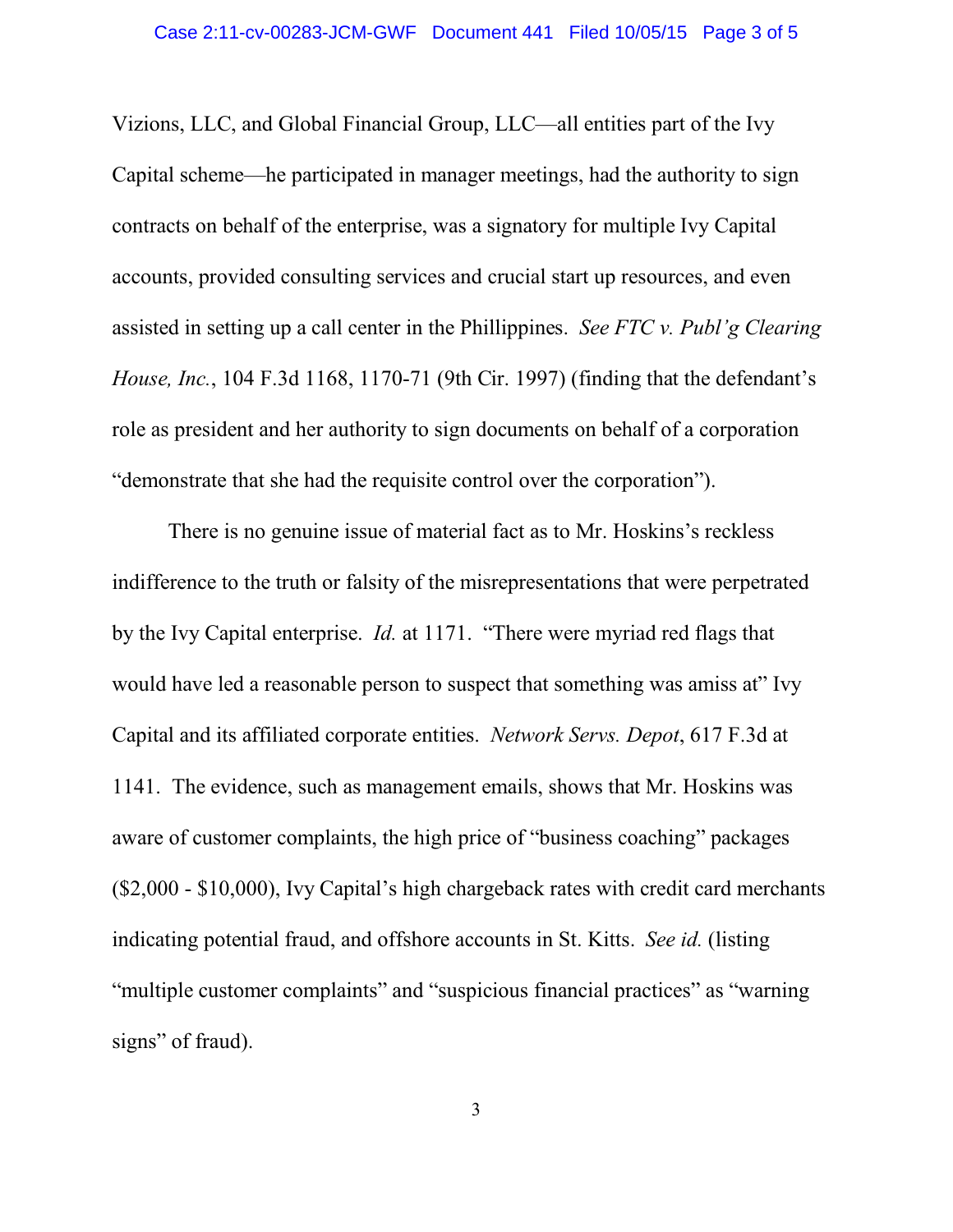Vizions, LLC, and Global Financial Group, LLC—all entities part of the Ivy Capital scheme—he participated in manager meetings, had the authority to sign contracts on behalf of the enterprise, was a signatory for multiple Ivy Capital accounts, provided consulting services and crucial start up resources, and even assisted in setting up a call center in the Phillippines. *See FTC v. Publ'g Clearing House, Inc.*, 104 F.3d 1168, 1170-71 (9th Cir. 1997) (finding that the defendant's role as president and her authority to sign documents on behalf of a corporation "demonstrate that she had the requisite control over the corporation").

There is no genuine issue of material fact as to Mr. Hoskins's reckless indifference to the truth or falsity of the misrepresentations that were perpetrated by the Ivy Capital enterprise. *Id.* at 1171. "There were myriad red flags that would have led a reasonable person to suspect that something was amiss at" Ivy Capital and its affiliated corporate entities. *Network Servs. Depot*, 617 F.3d at 1141. The evidence, such as management emails, shows that Mr. Hoskins was aware of customer complaints, the high price of "business coaching" packages ($2,000 - $10,000), Ivy Capital's high chargeback rates with credit card merchants indicating potential fraud, and offshore accounts in St. Kitts. *See id.* (listing "multiple customer complaints" and "suspicious financial practices" as "warning signs" of fraud).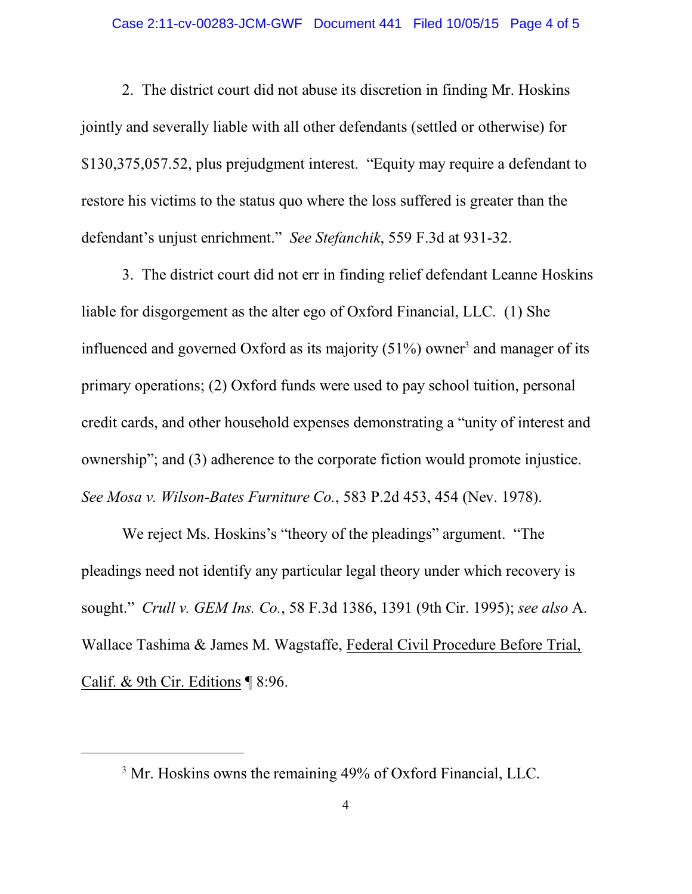2. The district court did not abuse its discretion in finding Mr. Hoskins jointly and severally liable with all other defendants (settled or otherwise) for $130,375,057.52, plus prejudgment interest. "Equity may require a defendant to restore his victims to the status quo where the loss suffered is greater than the defendant's unjust enrichment." *See Stefanchik*, 559 F.3d at 931-32.

3. The district court did not err in finding relief defendant Leanne Hoskins liable for disgorgement as the alter ego of Oxford Financial, LLC. (1) She influenced and governed Oxford as its majority (51%) owner[3] and manager of its primary operations; (2) Oxford funds were used to pay school tuition, personal credit cards, and other household expenses demonstrating a "unity of interest and ownership"; and (3) adherence to the corporate fiction would promote injustice. *See Mosa v. Wilson-Bates Furniture Co.*, 583 P.2d 453, 454 (Nev. 1978).

We reject Ms. Hoskins's "theory of the pleadings" argument. "The pleadings need not identify any particular legal theory under which recovery is sought." *Crull v. GEM Ins. Co.*, 58 F.3d 1386, 1391 (9th Cir. 1995); *see also* A. Wallace Tashima & James M. Wagstaffe, Federal Civil Procedure Before Trial, Calif. & 9th Cir. Editions ¶ 8:96.

---

[3] Mr. Hoskins owns the remaining 49% of Oxford Financial, LLC.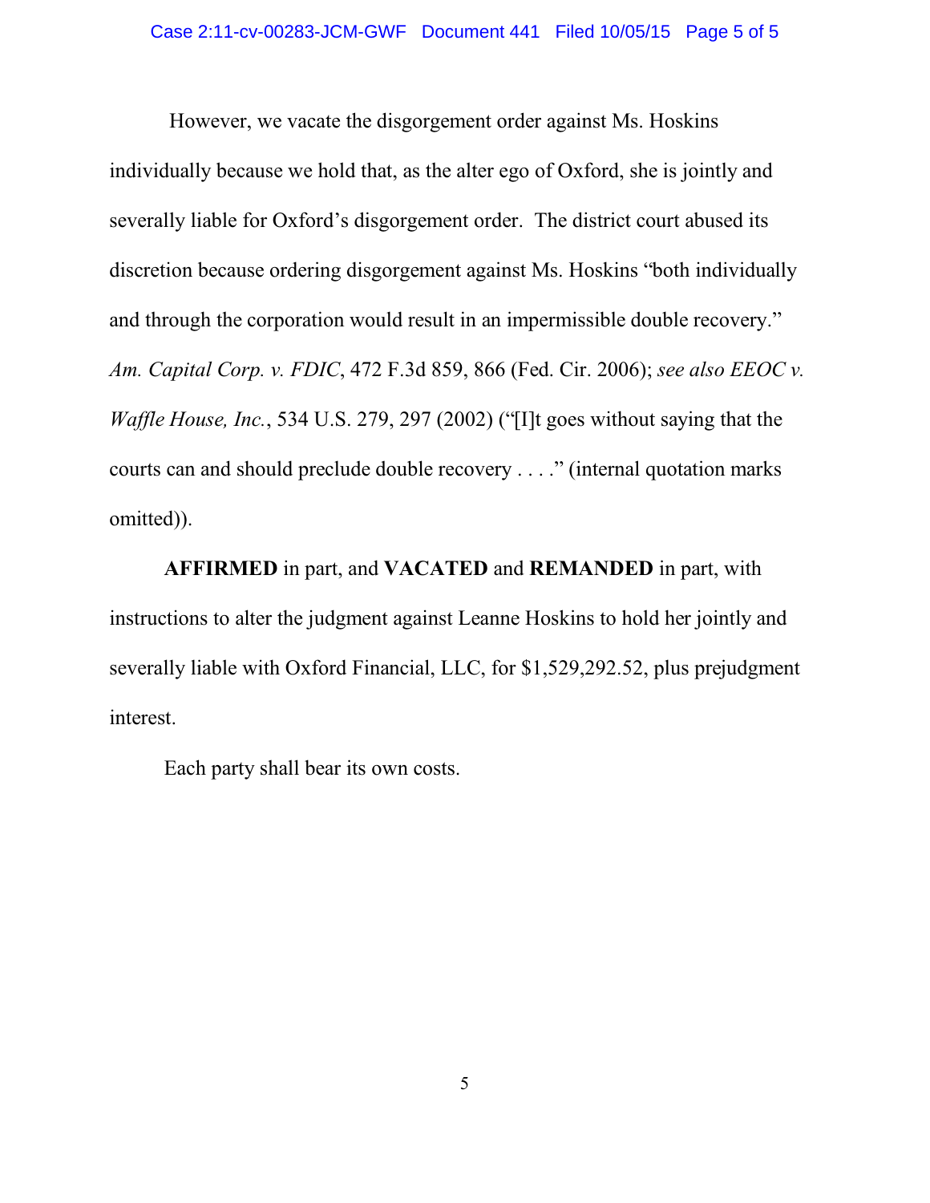However, we vacate the disgorgement order against Ms. Hoskins individually because we hold that, as the alter ego of Oxford, she is jointly and severally liable for Oxford's disgorgement order. The district court abused its discretion because ordering disgorgement against Ms. Hoskins "both individually and through the corporation would result in an impermissible double recovery." *Am. Capital Corp. v. FDIC*, 472 F.3d 859, 866 (Fed. Cir. 2006); *see also EEOC v. Waffle House, Inc.*, 534 U.S. 279, 297 (2002) ("[I]t goes without saying that the courts can and should preclude double recovery . . . ." (internal quotation marks omitted)).

**AFFIRMED** in part, and **VACATED** and **REMANDED** in part, with instructions to alter the judgment against Leanne Hoskins to hold her jointly and severally liable with Oxford Financial, LLC, for $1,529,292.52, plus prejudgment interest.

Each party shall bear its own costs.